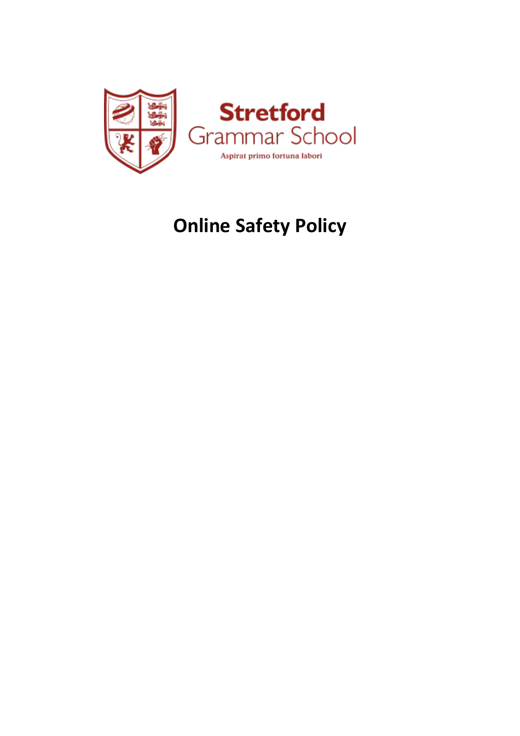Stretford Grammar School

Aspirat primo fortuna labori

# Online Safety Policy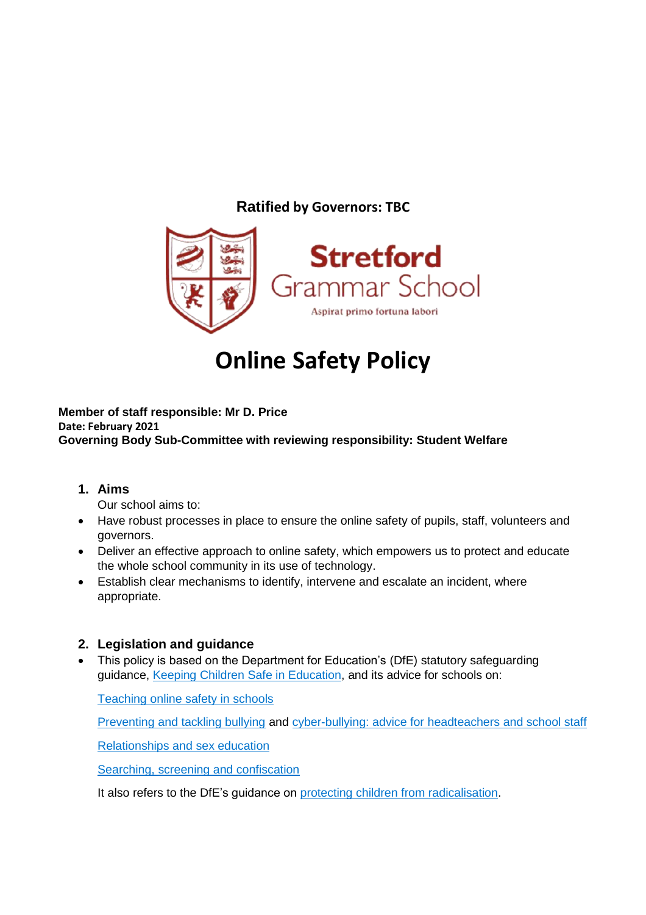**Ratified by Governors: TBC**

**Stretford Grammar School**

Aspirat primo fortuna labori

# Online Safety Policy

**Member of staff responsible: Mr D. Price**
**Date: February 2021**
**Governing Body Sub-Committee with reviewing responsibility: Student Welfare**

## 1. Aims

Our school aims to:

- Have robust processes in place to ensure the online safety of pupils, staff, volunteers and governors.
- Deliver an effective approach to online safety, which empowers us to protect and educate the whole school community in its use of technology.
- Establish clear mechanisms to identify, intervene and escalate an incident, where appropriate.

## 2. Legislation and guidance

- This policy is based on the Department for Education's (DfE) statutory safeguarding guidance, Keeping Children Safe in Education, and its advice for schools on:

  Teaching online safety in schools

  Preventing and tackling bullying and cyber-bullying: advice for headteachers and school staff

  Relationships and sex education

  Searching, screening and confiscation

  It also refers to the DfE's guidance on protecting children from radicalisation.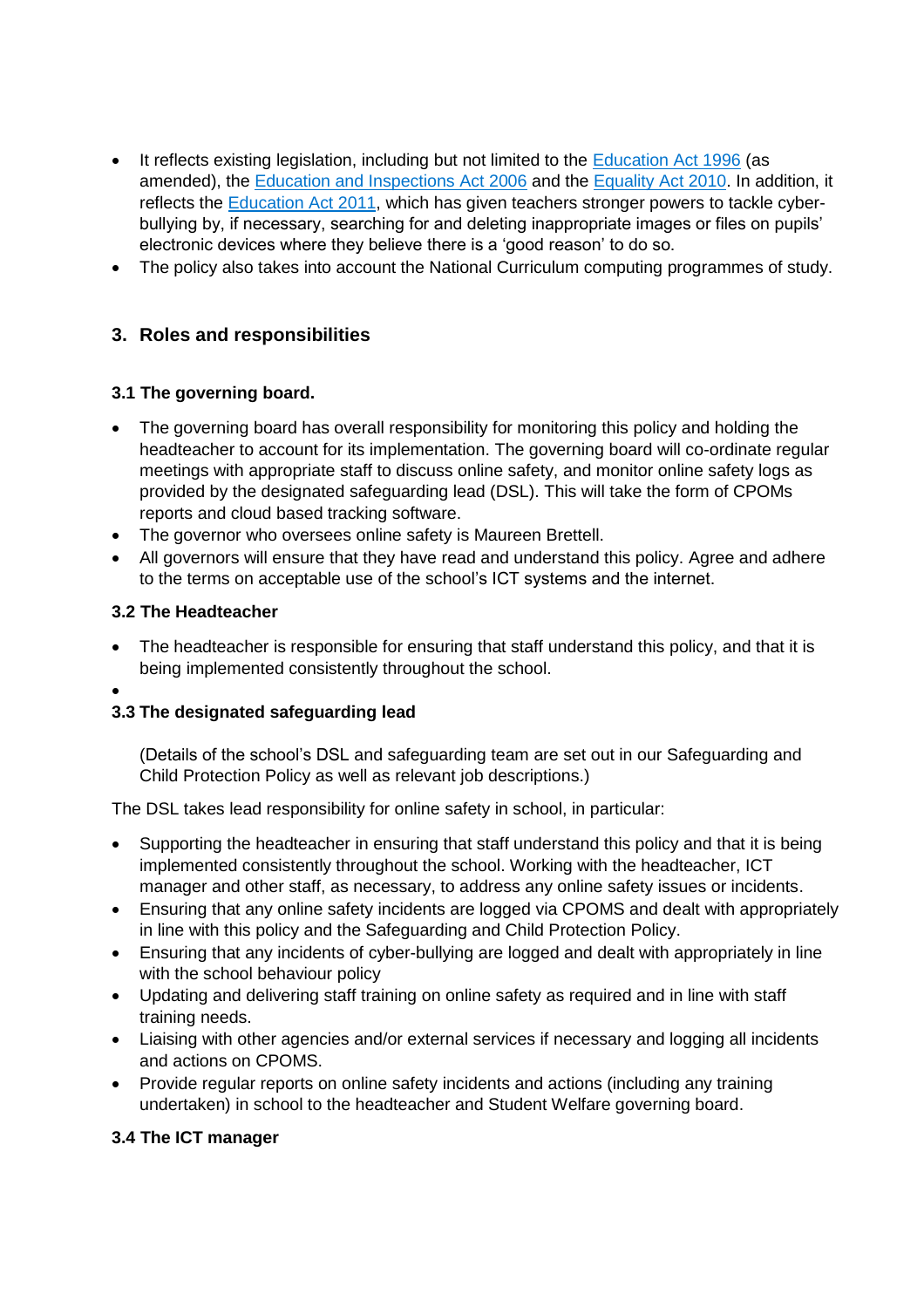- It reflects existing legislation, including but not limited to the [Education Act 1996](#) (as amended), the [Education and Inspections Act 2006](#) and the [Equality Act 2010](#). In addition, it reflects the [Education Act 2011](#), which has given teachers stronger powers to tackle cyber-bullying by, if necessary, searching for and deleting inappropriate images or files on pupils' electronic devices where they believe there is a 'good reason' to do so.
- The policy also takes into account the National Curriculum computing programmes of study.

## 3. Roles and responsibilities

### 3.1 The governing board.

- The governing board has overall responsibility for monitoring this policy and holding the headteacher to account for its implementation. The governing board will co-ordinate regular meetings with appropriate staff to discuss online safety, and monitor online safety logs as provided by the designated safeguarding lead (DSL). This will take the form of CPOMs reports and cloud based tracking software.
- The governor who oversees online safety is Maureen Brettell.
- All governors will ensure that they have read and understand this policy. Agree and adhere to the terms on acceptable use of the school's ICT systems and the internet.

### 3.2 The Headteacher

- The headteacher is responsible for ensuring that staff understand this policy, and that it is being implemented consistently throughout the school.

### 3.3 The designated safeguarding lead

(Details of the school's DSL and safeguarding team are set out in our Safeguarding and Child Protection Policy as well as relevant job descriptions.)

The DSL takes lead responsibility for online safety in school, in particular:

- Supporting the headteacher in ensuring that staff understand this policy and that it is being implemented consistently throughout the school. Working with the headteacher, ICT manager and other staff, as necessary, to address any online safety issues or incidents.
- Ensuring that any online safety incidents are logged via CPOMS and dealt with appropriately in line with this policy and the Safeguarding and Child Protection Policy.
- Ensuring that any incidents of cyber-bullying are logged and dealt with appropriately in line with the school behaviour policy
- Updating and delivering staff training on online safety as required and in line with staff training needs.
- Liaising with other agencies and/or external services if necessary and logging all incidents and actions on CPOMS.
- Provide regular reports on online safety incidents and actions (including any training undertaken) in school to the headteacher and Student Welfare governing board.

### 3.4 The ICT manager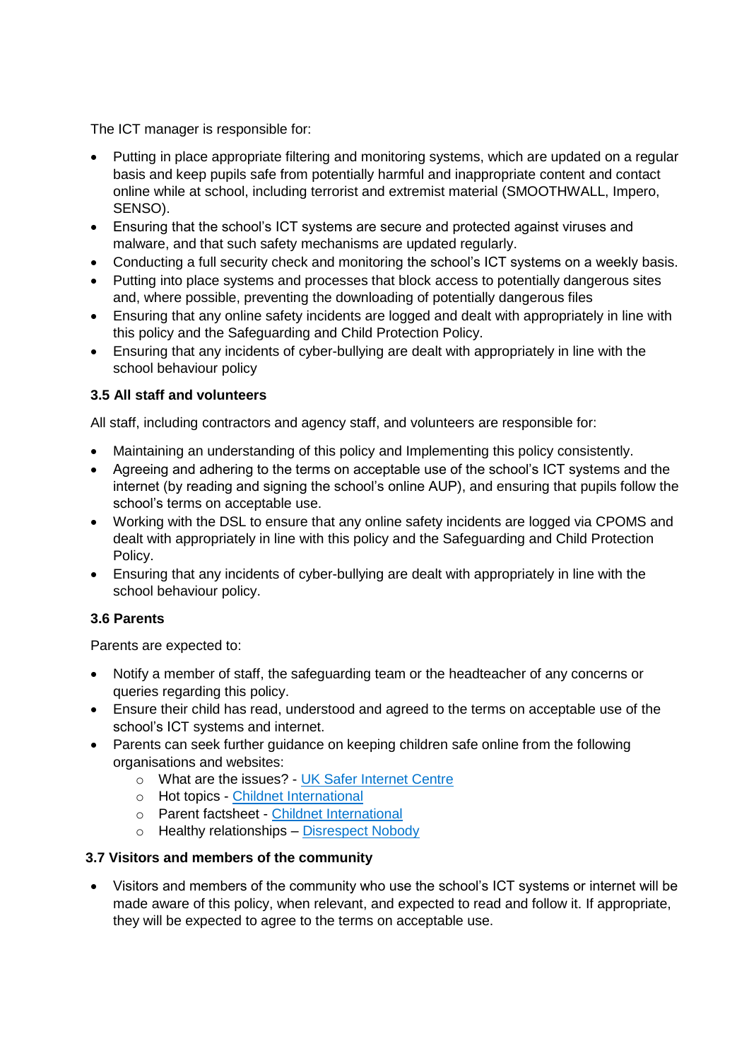The ICT manager is responsible for:

- Putting in place appropriate filtering and monitoring systems, which are updated on a regular basis and keep pupils safe from potentially harmful and inappropriate content and contact online while at school, including terrorist and extremist material (SMOOTHWALL, Impero, SENSO).
- Ensuring that the school's ICT systems are secure and protected against viruses and malware, and that such safety mechanisms are updated regularly.
- Conducting a full security check and monitoring the school's ICT systems on a weekly basis.
- Putting into place systems and processes that block access to potentially dangerous sites and, where possible, preventing the downloading of potentially dangerous files
- Ensuring that any online safety incidents are logged and dealt with appropriately in line with this policy and the Safeguarding and Child Protection Policy.
- Ensuring that any incidents of cyber-bullying are dealt with appropriately in line with the school behaviour policy

### 3.5 All staff and volunteers

All staff, including contractors and agency staff, and volunteers are responsible for:

- Maintaining an understanding of this policy and Implementing this policy consistently.
- Agreeing and adhering to the terms on acceptable use of the school's ICT systems and the internet (by reading and signing the school's online AUP), and ensuring that pupils follow the school's terms on acceptable use.
- Working with the DSL to ensure that any online safety incidents are logged via CPOMS and dealt with appropriately in line with this policy and the Safeguarding and Child Protection Policy.
- Ensuring that any incidents of cyber-bullying are dealt with appropriately in line with the school behaviour policy.

### 3.6 Parents

Parents are expected to:

- Notify a member of staff, the safeguarding team or the headteacher of any concerns or queries regarding this policy.
- Ensure their child has read, understood and agreed to the terms on acceptable use of the school's ICT systems and internet.
- Parents can seek further guidance on keeping children safe online from the following organisations and websites:
  - What are the issues? - UK Safer Internet Centre
  - Hot topics - Childnet International
  - Parent factsheet - Childnet International
  - Healthy relationships – Disrespect Nobody

### 3.7 Visitors and members of the community

- Visitors and members of the community who use the school's ICT systems or internet will be made aware of this policy, when relevant, and expected to read and follow it. If appropriate, they will be expected to agree to the terms on acceptable use.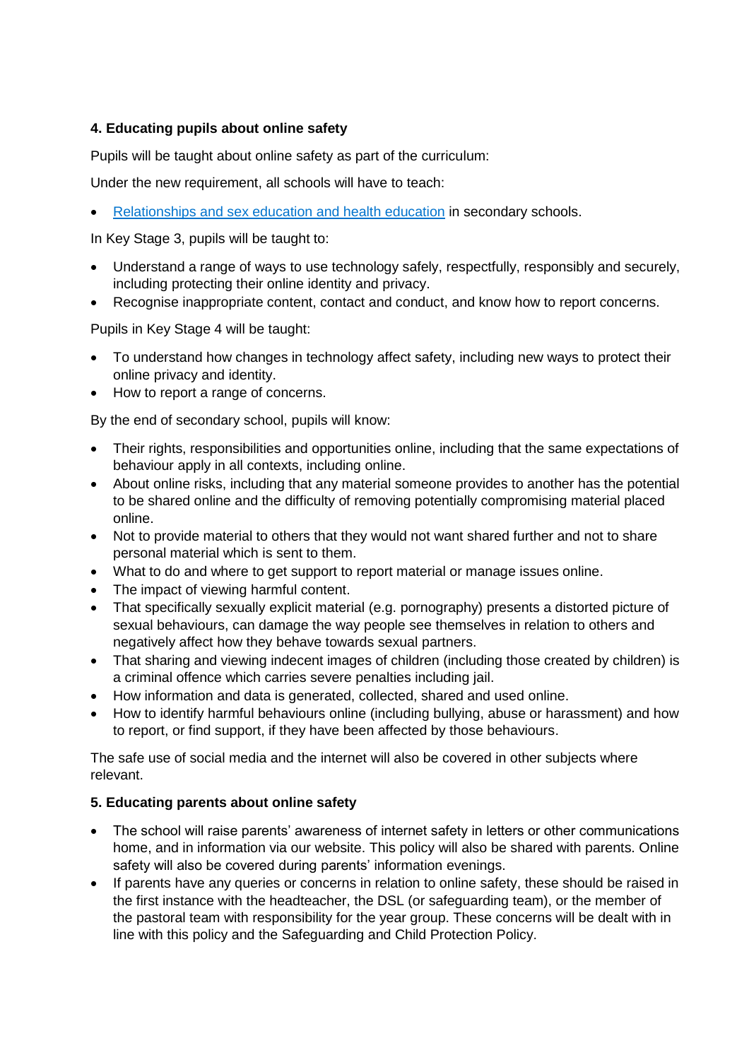### 4. Educating pupils about online safety

Pupils will be taught about online safety as part of the curriculum:

Under the new requirement, all schools will have to teach:

- Relationships and sex education and health education in secondary schools.

In Key Stage 3, pupils will be taught to:

- Understand a range of ways to use technology safely, respectfully, responsibly and securely, including protecting their online identity and privacy.
- Recognise inappropriate content, contact and conduct, and know how to report concerns.

Pupils in Key Stage 4 will be taught:

- To understand how changes in technology affect safety, including new ways to protect their online privacy and identity.
- How to report a range of concerns.

By the end of secondary school, pupils will know:

- Their rights, responsibilities and opportunities online, including that the same expectations of behaviour apply in all contexts, including online.
- About online risks, including that any material someone provides to another has the potential to be shared online and the difficulty of removing potentially compromising material placed online.
- Not to provide material to others that they would not want shared further and not to share personal material which is sent to them.
- What to do and where to get support to report material or manage issues online.
- The impact of viewing harmful content.
- That specifically sexually explicit material (e.g. pornography) presents a distorted picture of sexual behaviours, can damage the way people see themselves in relation to others and negatively affect how they behave towards sexual partners.
- That sharing and viewing indecent images of children (including those created by children) is a criminal offence which carries severe penalties including jail.
- How information and data is generated, collected, shared and used online.
- How to identify harmful behaviours online (including bullying, abuse or harassment) and how to report, or find support, if they have been affected by those behaviours.

The safe use of social media and the internet will also be covered in other subjects where relevant.

### 5. Educating parents about online safety

- The school will raise parents' awareness of internet safety in letters or other communications home, and in information via our website. This policy will also be shared with parents. Online safety will also be covered during parents' information evenings.
- If parents have any queries or concerns in relation to online safety, these should be raised in the first instance with the headteacher, the DSL (or safeguarding team), or the member of the pastoral team with responsibility for the year group. These concerns will be dealt with in line with this policy and the Safeguarding and Child Protection Policy.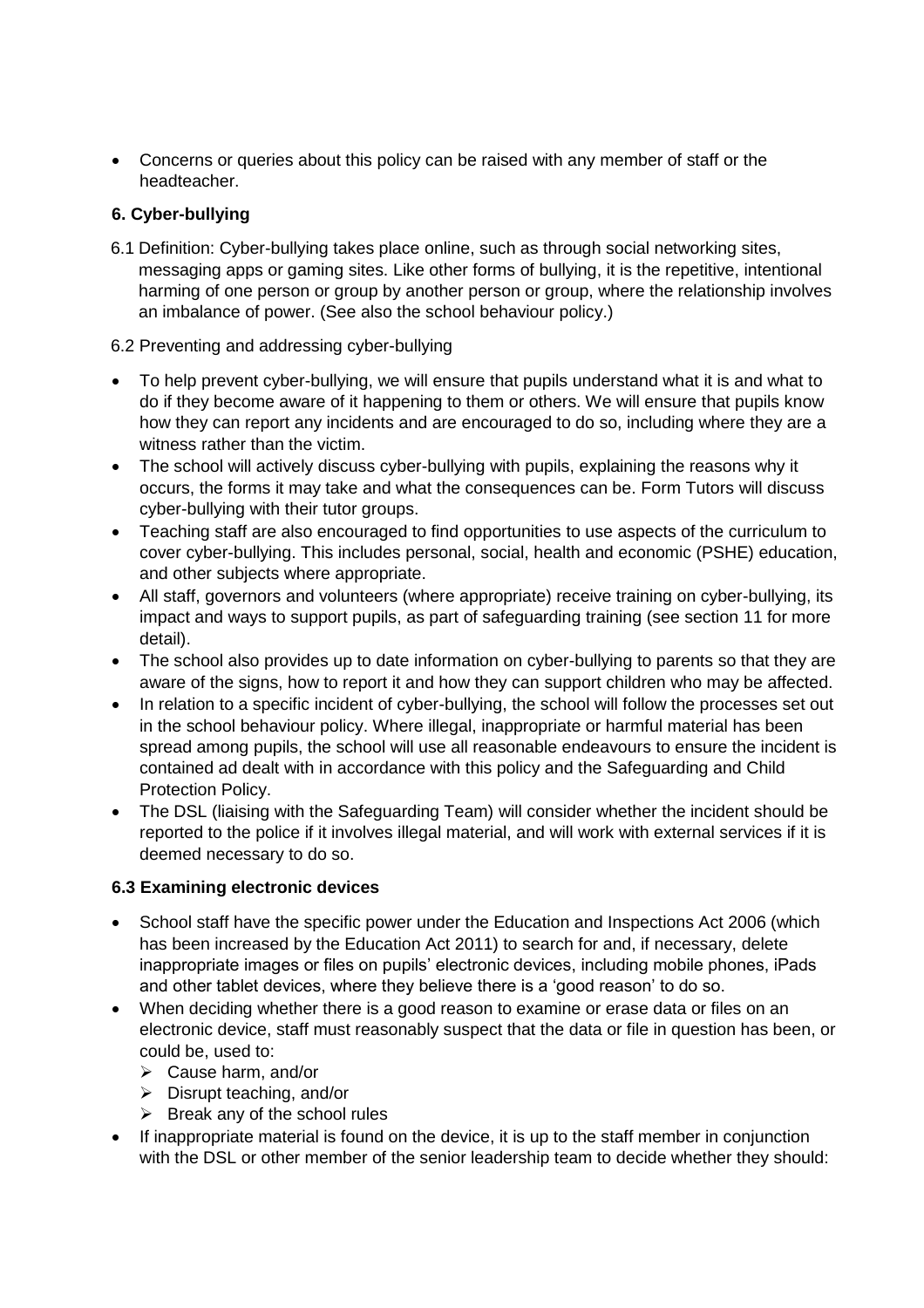- Concerns or queries about this policy can be raised with any member of staff or the headteacher.

### 6. Cyber-bullying

6.1 Definition: Cyber-bullying takes place online, such as through social networking sites, messaging apps or gaming sites. Like other forms of bullying, it is the repetitive, intentional harming of one person or group by another person or group, where the relationship involves an imbalance of power. (See also the school behaviour policy.)

6.2 Preventing and addressing cyber-bullying

- To help prevent cyber-bullying, we will ensure that pupils understand what it is and what to do if they become aware of it happening to them or others. We will ensure that pupils know how they can report any incidents and are encouraged to do so, including where they are a witness rather than the victim.
- The school will actively discuss cyber-bullying with pupils, explaining the reasons why it occurs, the forms it may take and what the consequences can be. Form Tutors will discuss cyber-bullying with their tutor groups.
- Teaching staff are also encouraged to find opportunities to use aspects of the curriculum to cover cyber-bullying. This includes personal, social, health and economic (PSHE) education, and other subjects where appropriate.
- All staff, governors and volunteers (where appropriate) receive training on cyber-bullying, its impact and ways to support pupils, as part of safeguarding training (see section 11 for more detail).
- The school also provides up to date information on cyber-bullying to parents so that they are aware of the signs, how to report it and how they can support children who may be affected.
- In relation to a specific incident of cyber-bullying, the school will follow the processes set out in the school behaviour policy. Where illegal, inappropriate or harmful material has been spread among pupils, the school will use all reasonable endeavours to ensure the incident is contained ad dealt with in accordance with this policy and the Safeguarding and Child Protection Policy.
- The DSL (liaising with the Safeguarding Team) will consider whether the incident should be reported to the police if it involves illegal material, and will work with external services if it is deemed necessary to do so.

### 6.3 Examining electronic devices

- School staff have the specific power under the Education and Inspections Act 2006 (which has been increased by the Education Act 2011) to search for and, if necessary, delete inappropriate images or files on pupils' electronic devices, including mobile phones, iPads and other tablet devices, where they believe there is a 'good reason' to do so.
- When deciding whether there is a good reason to examine or erase data or files on an electronic device, staff must reasonably suspect that the data or file in question has been, or could be, used to:
  - Cause harm, and/or
  - Disrupt teaching, and/or
  - Break any of the school rules
- If inappropriate material is found on the device, it is up to the staff member in conjunction with the DSL or other member of the senior leadership team to decide whether they should: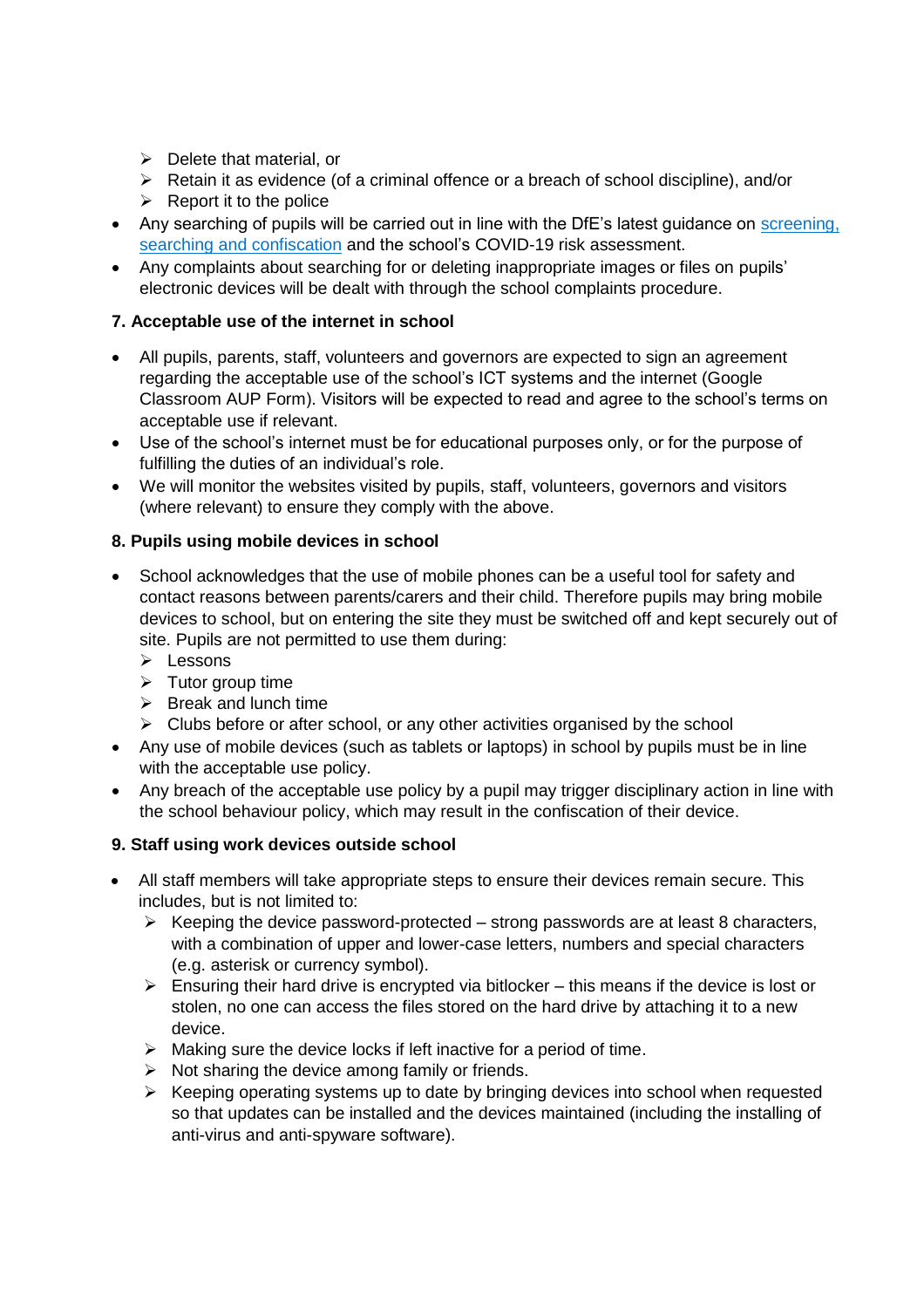- Delete that material, or
  - Retain it as evidence (of a criminal offence or a breach of school discipline), and/or
  - Report it to the police
- Any searching of pupils will be carried out in line with the DfE's latest guidance on [screening, searching and confiscation]() and the school's COVID-19 risk assessment.
- Any complaints about searching for or deleting inappropriate images or files on pupils' electronic devices will be dealt with through the school complaints procedure.

### 7. Acceptable use of the internet in school

- All pupils, parents, staff, volunteers and governors are expected to sign an agreement regarding the acceptable use of the school's ICT systems and the internet (Google Classroom AUP Form). Visitors will be expected to read and agree to the school's terms on acceptable use if relevant.
- Use of the school's internet must be for educational purposes only, or for the purpose of fulfilling the duties of an individual's role.
- We will monitor the websites visited by pupils, staff, volunteers, governors and visitors (where relevant) to ensure they comply with the above.

### 8. Pupils using mobile devices in school

- School acknowledges that the use of mobile phones can be a useful tool for safety and contact reasons between parents/carers and their child. Therefore pupils may bring mobile devices to school, but on entering the site they must be switched off and kept securely out of site. Pupils are not permitted to use them during:
  - Lessons
  - Tutor group time
  - Break and lunch time
  - Clubs before or after school, or any other activities organised by the school
- Any use of mobile devices (such as tablets or laptops) in school by pupils must be in line with the acceptable use policy.
- Any breach of the acceptable use policy by a pupil may trigger disciplinary action in line with the school behaviour policy, which may result in the confiscation of their device.

### 9. Staff using work devices outside school

- All staff members will take appropriate steps to ensure their devices remain secure. This includes, but is not limited to:
  - Keeping the device password-protected – strong passwords are at least 8 characters, with a combination of upper and lower-case letters, numbers and special characters (e.g. asterisk or currency symbol).
  - Ensuring their hard drive is encrypted via bitlocker – this means if the device is lost or stolen, no one can access the files stored on the hard drive by attaching it to a new device.
  - Making sure the device locks if left inactive for a period of time.
  - Not sharing the device among family or friends.
  - Keeping operating systems up to date by bringing devices into school when requested so that updates can be installed and the devices maintained (including the installing of anti-virus and anti-spyware software).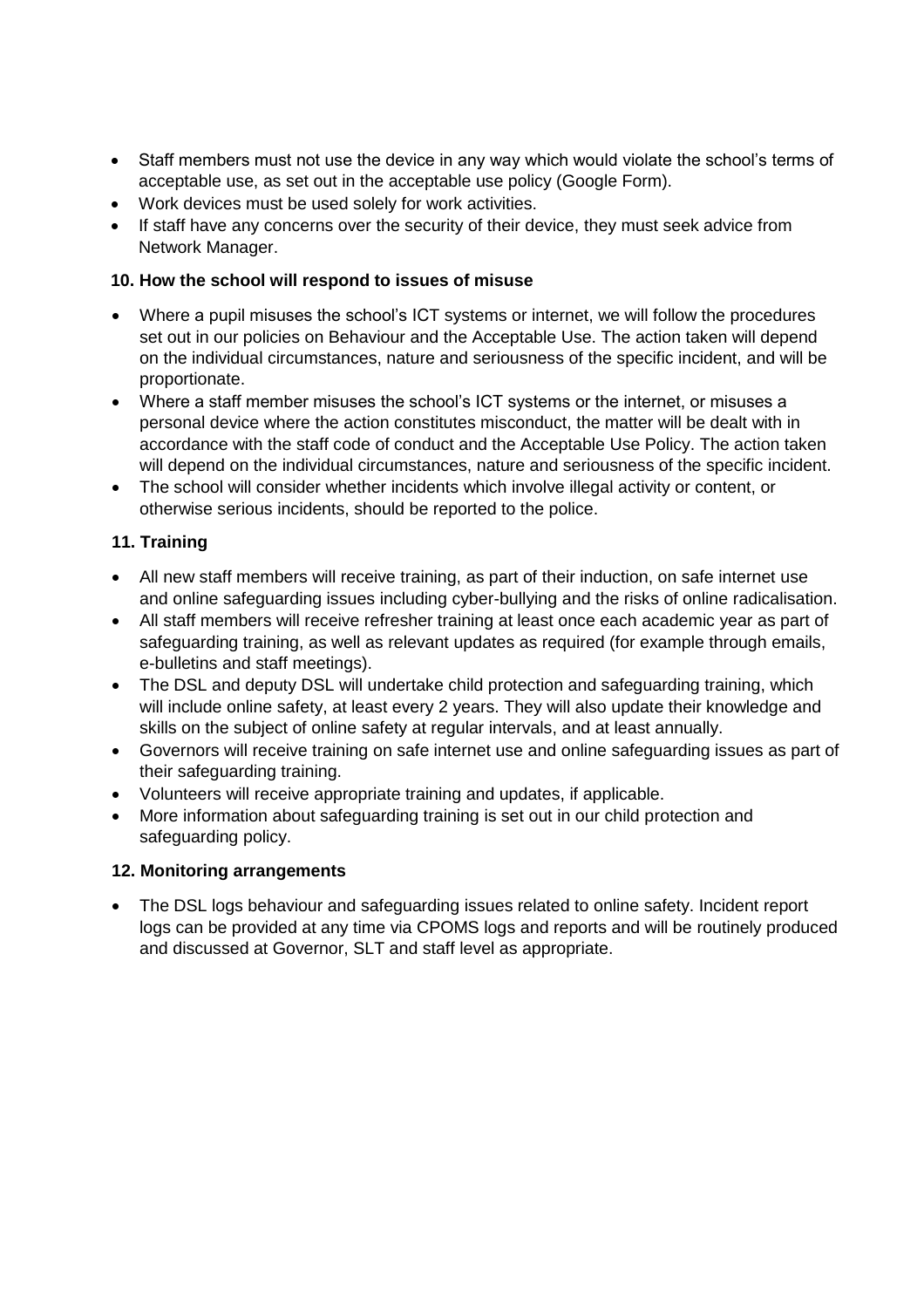- Staff members must not use the device in any way which would violate the school's terms of acceptable use, as set out in the acceptable use policy (Google Form).
- Work devices must be used solely for work activities.
- If staff have any concerns over the security of their device, they must seek advice from Network Manager.

**10. How the school will respond to issues of misuse**

- Where a pupil misuses the school's ICT systems or internet, we will follow the procedures set out in our policies on Behaviour and the Acceptable Use. The action taken will depend on the individual circumstances, nature and seriousness of the specific incident, and will be proportionate.
- Where a staff member misuses the school's ICT systems or the internet, or misuses a personal device where the action constitutes misconduct, the matter will be dealt with in accordance with the staff code of conduct and the Acceptable Use Policy. The action taken will depend on the individual circumstances, nature and seriousness of the specific incident.
- The school will consider whether incidents which involve illegal activity or content, or otherwise serious incidents, should be reported to the police.

**11. Training**

- All new staff members will receive training, as part of their induction, on safe internet use and online safeguarding issues including cyber-bullying and the risks of online radicalisation.
- All staff members will receive refresher training at least once each academic year as part of safeguarding training, as well as relevant updates as required (for example through emails, e-bulletins and staff meetings).
- The DSL and deputy DSL will undertake child protection and safeguarding training, which will include online safety, at least every 2 years. They will also update their knowledge and skills on the subject of online safety at regular intervals, and at least annually.
- Governors will receive training on safe internet use and online safeguarding issues as part of their safeguarding training.
- Volunteers will receive appropriate training and updates, if applicable.
- More information about safeguarding training is set out in our child protection and safeguarding policy.

**12. Monitoring arrangements**

- The DSL logs behaviour and safeguarding issues related to online safety. Incident report logs can be provided at any time via CPOMS logs and reports and will be routinely produced and discussed at Governor, SLT and staff level as appropriate.